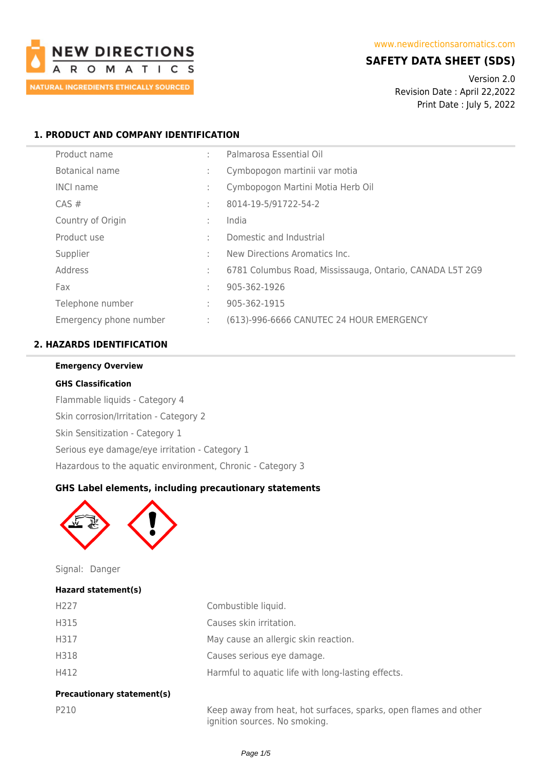NEW DIRECTIONS AROMATICS
NATURAL INGREDIENTS ETHICALLY SOURCED

www.newdirectionsaromatics.com

# SAFETY DATA SHEET (SDS)

Version 2.0
Revision Date : April 22,2022
Print Date : July 5, 2022

## 1. PRODUCT AND COMPANY IDENTIFICATION

| | | |
|---|---|---|
| Product name | : | Palmarosa Essential Oil |
| Botanical name | : | Cymbopogon martinii var motia |
| INCI name | : | Cymbopogon Martini Motia Herb Oil |
| CAS # | : | 8014-19-5/91722-54-2 |
| Country of Origin | : | India |
| Product use | : | Domestic and Industrial |
| Supplier | : | New Directions Aromatics Inc. |
| Address | : | 6781 Columbus Road, Mississauga, Ontario, CANADA L5T 2G9 |
| Fax | : | 905-362-1926 |
| Telephone number | : | 905-362-1915 |
| Emergency phone number | : | (613)-996-6666 CANUTEC 24 HOUR EMERGENCY |

## 2. HAZARDS IDENTIFICATION

**Emergency Overview**

**GHS Classification**

Flammable liquids - Category 4

Skin corrosion/Irritation - Category 2

Skin Sensitization - Category 1

Serious eye damage/eye irritation - Category 1

Hazardous to the aquatic environment, Chronic - Category 3

### GHS Label elements, including precautionary statements

Signal: Danger

**Hazard statement(s)**

| | |
|---|---|
| H227 | Combustible liquid. |
| H315 | Causes skin irritation. |
| H317 | May cause an allergic skin reaction. |
| H318 | Causes serious eye damage. |
| H412 | Harmful to aquatic life with long-lasting effects. |

**Precautionary statement(s)**

| | |
|---|---|
| P210 | Keep away from heat, hot surfaces, sparks, open flames and other ignition sources. No smoking. |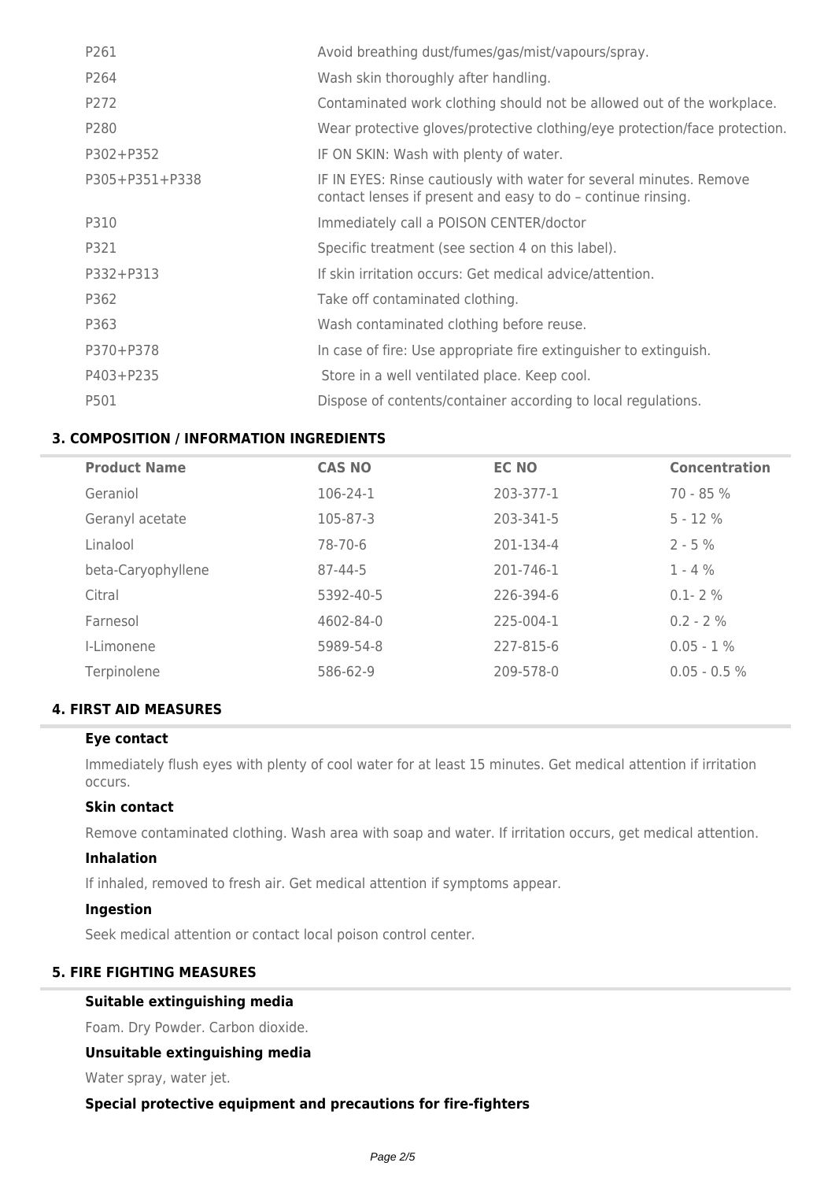| | |
|---|---|
| P261 | Avoid breathing dust/fumes/gas/mist/vapours/spray. |
| P264 | Wash skin thoroughly after handling. |
| P272 | Contaminated work clothing should not be allowed out of the workplace. |
| P280 | Wear protective gloves/protective clothing/eye protection/face protection. |
| P302+P352 | IF ON SKIN: Wash with plenty of water. |
| P305+P351+P338 | IF IN EYES: Rinse cautiously with water for several minutes. Remove contact lenses if present and easy to do – continue rinsing. |
| P310 | Immediately call a POISON CENTER/doctor |
| P321 | Specific treatment (see section 4 on this label). |
| P332+P313 | If skin irritation occurs: Get medical advice/attention. |
| P362 | Take off contaminated clothing. |
| P363 | Wash contaminated clothing before reuse. |
| P370+P378 | In case of fire: Use appropriate fire extinguisher to extinguish. |
| P403+P235 | Store in a well ventilated place. Keep cool. |
| P501 | Dispose of contents/container according to local regulations. |

## 3. COMPOSITION / INFORMATION INGREDIENTS

| Product Name | CAS NO | EC NO | Concentration |
|---|---|---|---|
| Geraniol | 106-24-1 | 203-377-1 | 70 - 85 % |
| Geranyl acetate | 105-87-3 | 203-341-5 | 5 - 12 % |
| Linalool | 78-70-6 | 201-134-4 | 2 - 5 % |
| beta-Caryophyllene | 87-44-5 | 201-746-1 | 1 - 4 % |
| Citral | 5392-40-5 | 226-394-6 | 0.1- 2 % |
| Farnesol | 4602-84-0 | 225-004-1 | 0.2 - 2 % |
| l-Limonene | 5989-54-8 | 227-815-6 | 0.05 - 1 % |
| Terpinolene | 586-62-9 | 209-578-0 | 0.05 - 0.5 % |

## 4. FIRST AID MEASURES

### Eye contact

Immediately flush eyes with plenty of cool water for at least 15 minutes. Get medical attention if irritation occurs.

### Skin contact

Remove contaminated clothing. Wash area with soap and water. If irritation occurs, get medical attention.

### Inhalation

If inhaled, removed to fresh air. Get medical attention if symptoms appear.

### Ingestion

Seek medical attention or contact local poison control center.

## 5. FIRE FIGHTING MEASURES

### Suitable extinguishing media

Foam. Dry Powder. Carbon dioxide.

### Unsuitable extinguishing media

Water spray, water jet.

### Special protective equipment and precautions for fire-fighters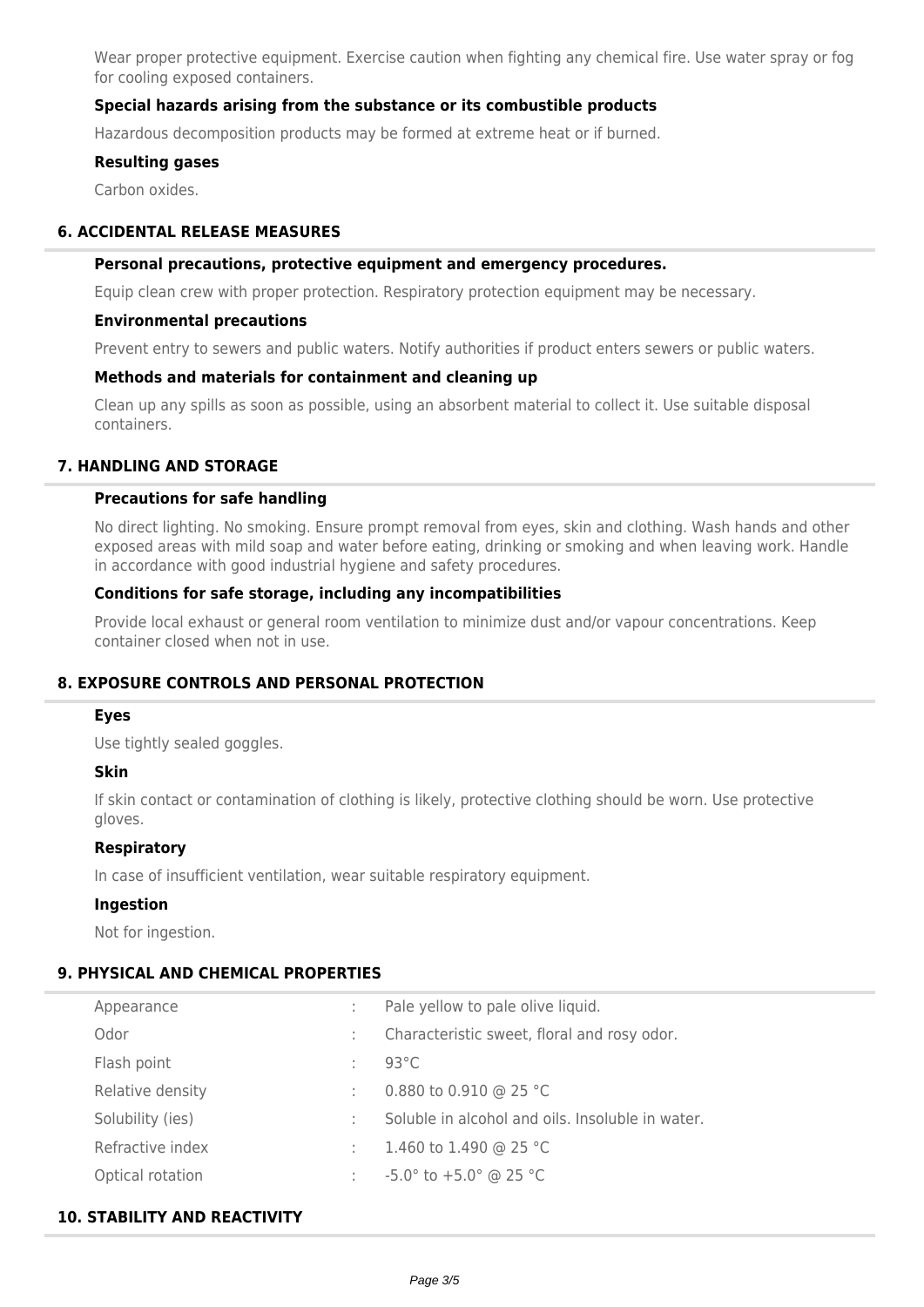Wear proper protective equipment. Exercise caution when fighting any chemical fire. Use water spray or fog for cooling exposed containers.

### Special hazards arising from the substance or its combustible products

Hazardous decomposition products may be formed at extreme heat or if burned.

### Resulting gases

Carbon oxides.

## 6. ACCIDENTAL RELEASE MEASURES

### Personal precautions, protective equipment and emergency procedures.

Equip clean crew with proper protection. Respiratory protection equipment may be necessary.

### Environmental precautions

Prevent entry to sewers and public waters. Notify authorities if product enters sewers or public waters.

### Methods and materials for containment and cleaning up

Clean up any spills as soon as possible, using an absorbent material to collect it. Use suitable disposal containers.

## 7. HANDLING AND STORAGE

### Precautions for safe handling

No direct lighting. No smoking. Ensure prompt removal from eyes, skin and clothing. Wash hands and other exposed areas with mild soap and water before eating, drinking or smoking and when leaving work. Handle in accordance with good industrial hygiene and safety procedures.

### Conditions for safe storage, including any incompatibilities

Provide local exhaust or general room ventilation to minimize dust and/or vapour concentrations. Keep container closed when not in use.

## 8. EXPOSURE CONTROLS AND PERSONAL PROTECTION

### Eyes

Use tightly sealed goggles.

### Skin

If skin contact or contamination of clothing is likely, protective clothing should be worn. Use protective gloves.

### Respiratory

In case of insufficient ventilation, wear suitable respiratory equipment.

### Ingestion

Not for ingestion.

## 9. PHYSICAL AND CHEMICAL PROPERTIES

| | | |
|---|---|---|
| Appearance | : | Pale yellow to pale olive liquid. |
| Odor | : | Characteristic sweet, floral and rosy odor. |
| Flash point | : | 93°C |
| Relative density | : | 0.880 to 0.910 @ 25 °C |
| Solubility (ies) | : | Soluble in alcohol and oils. Insoluble in water. |
| Refractive index | : | 1.460 to 1.490 @ 25 °C |
| Optical rotation | : | -5.0° to +5.0° @ 25 °C |

## 10. STABILITY AND REACTIVITY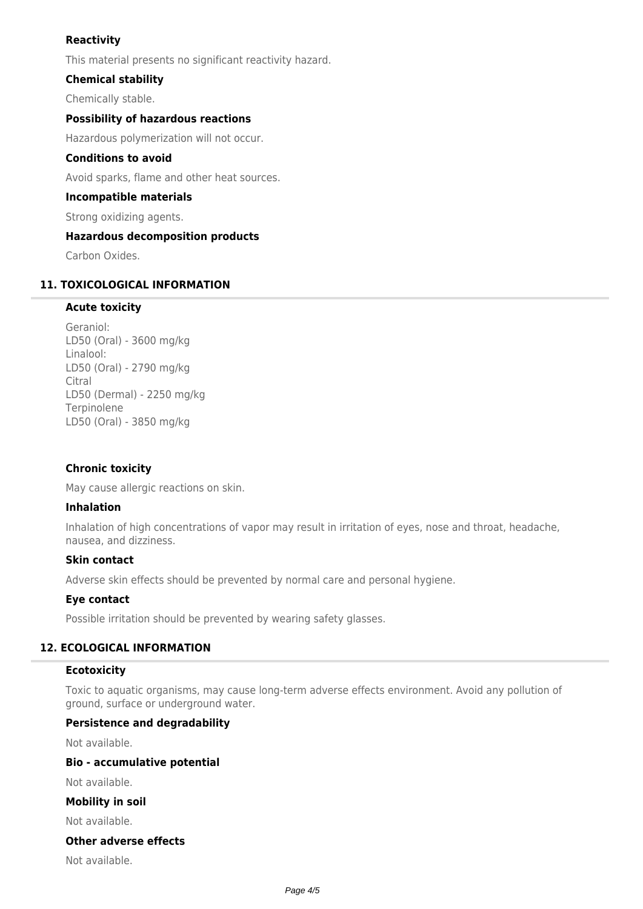### Reactivity

This material presents no significant reactivity hazard.

### Chemical stability

Chemically stable.

### Possibility of hazardous reactions

Hazardous polymerization will not occur.

### Conditions to avoid

Avoid sparks, flame and other heat sources.

### Incompatible materials

Strong oxidizing agents.

### Hazardous decomposition products

Carbon Oxides.

## 11. TOXICOLOGICAL INFORMATION

### Acute toxicity

Geraniol:
LD50 (Oral) - 3600 mg/kg
Linalool:
LD50 (Oral) - 2790 mg/kg
Citral
LD50 (Dermal) - 2250 mg/kg
Terpinolene
LD50 (Oral) - 3850 mg/kg

### Chronic toxicity

May cause allergic reactions on skin.

### Inhalation

Inhalation of high concentrations of vapor may result in irritation of eyes, nose and throat, headache, nausea, and dizziness.

### Skin contact

Adverse skin effects should be prevented by normal care and personal hygiene.

### Eye contact

Possible irritation should be prevented by wearing safety glasses.

## 12. ECOLOGICAL INFORMATION

### Ecotoxicity

Toxic to aquatic organisms, may cause long-term adverse effects environment. Avoid any pollution of ground, surface or underground water.

### Persistence and degradability

Not available.

### Bio - accumulative potential

Not available.

### Mobility in soil

Not available.

### Other adverse effects

Not available.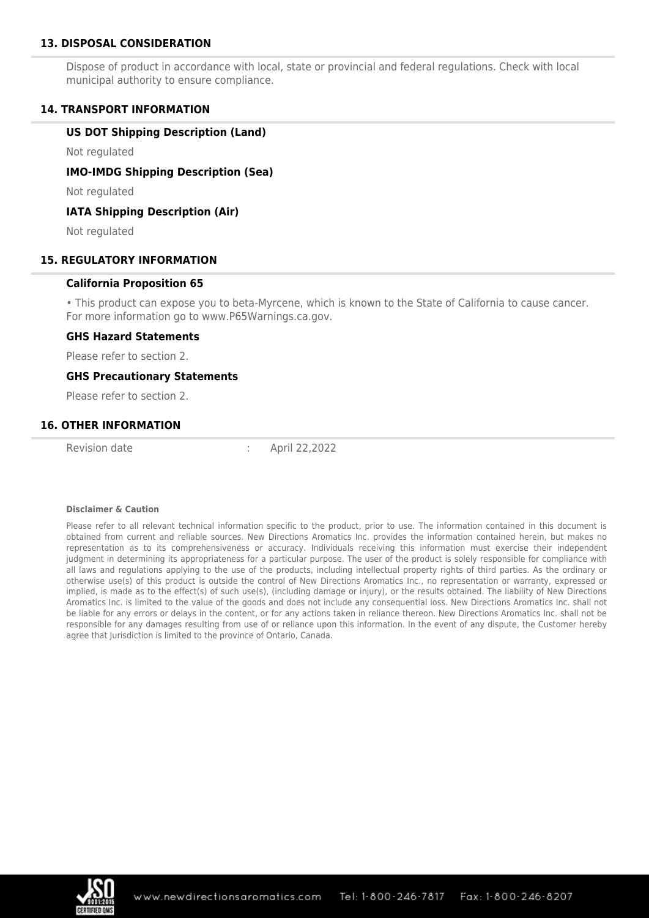## 13. DISPOSAL CONSIDERATION

Dispose of product in accordance with local, state or provincial and federal regulations. Check with local municipal authority to ensure compliance.

## 14. TRANSPORT INFORMATION

### US DOT Shipping Description (Land)

Not regulated

### IMO-IMDG Shipping Description (Sea)

Not regulated

### IATA Shipping Description (Air)

Not regulated

## 15. REGULATORY INFORMATION

### California Proposition 65

• This product can expose you to beta-Myrcene, which is known to the State of California to cause cancer. For more information go to www.P65Warnings.ca.gov.

### GHS Hazard Statements

Please refer to section 2.

### GHS Precautionary Statements

Please refer to section 2.

## 16. OTHER INFORMATION

Revision date : April 22,2022

**Disclaimer & Caution**

Please refer to all relevant technical information specific to the product, prior to use. The information contained in this document is obtained from current and reliable sources. New Directions Aromatics Inc. provides the information contained herein, but makes no representation as to its comprehensiveness or accuracy. Individuals receiving this information must exercise their independent judgment in determining its appropriateness for a particular purpose. The user of the product is solely responsible for compliance with all laws and regulations applying to the use of the products, including intellectual property rights of third parties. As the ordinary or otherwise use(s) of this product is outside the control of New Directions Aromatics Inc., no representation or warranty, expressed or implied, is made as to the effect(s) of such use(s), (including damage or injury), or the results obtained. The liability of New Directions Aromatics Inc. is limited to the value of the goods and does not include any consequential loss. New Directions Aromatics Inc. shall not be liable for any errors or delays in the content, or for any actions taken in reliance thereon. New Directions Aromatics Inc. shall not be responsible for any damages resulting from use of or reliance upon this information. In the event of any dispute, the Customer hereby agree that Jurisdiction is limited to the province of Ontario, Canada.